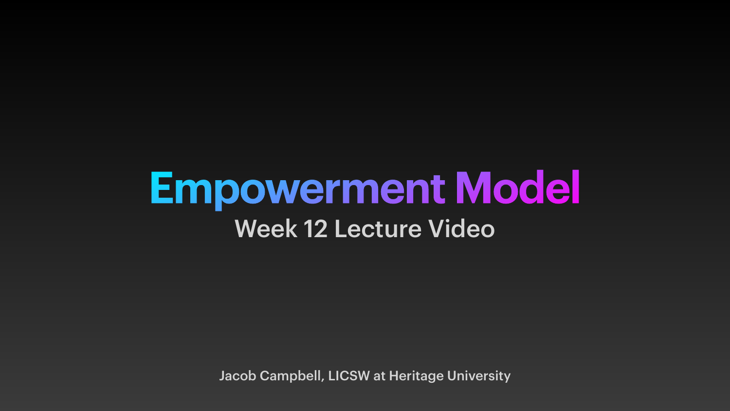# Empowerment Model

## Week 12 Lecture Video

Jacob Campbell, LICSW at Heritage University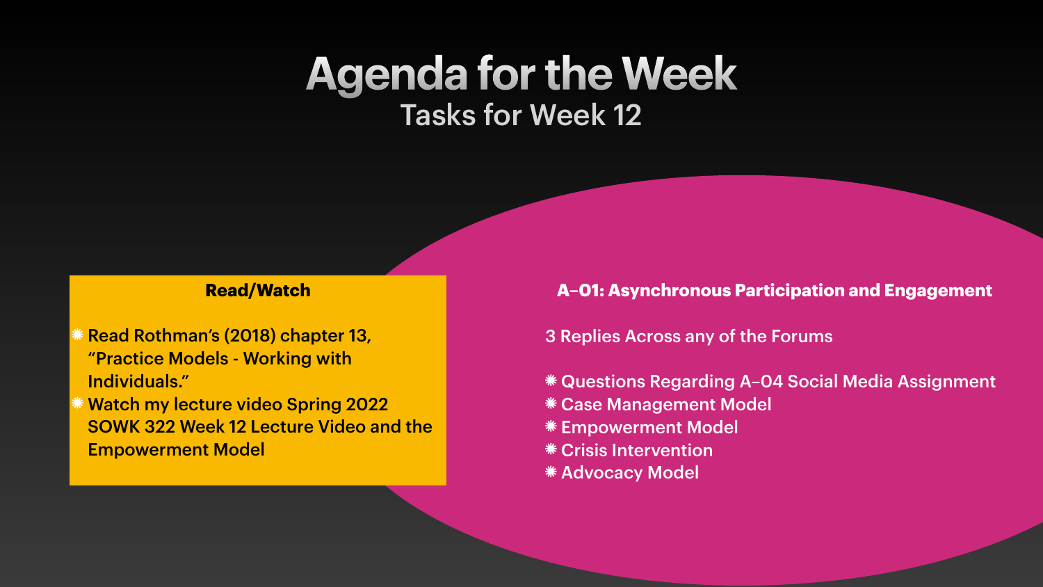# Agenda for the Week

## Tasks for Week 12

### Read/Watch

- Read Rothman's (2018) chapter 13, "Practice Models - Working with Individuals."
- Watch my lecture video Spring 2022 SOWK 322 Week 12 Lecture Video and the Empowerment Model

### A–01: Asynchronous Participation and Engagement

3 Replies Across any of the Forums

- Questions Regarding A–04 Social Media Assignment
- Case Management Model
- Empowerment Model
- Crisis Intervention
- Advocacy Model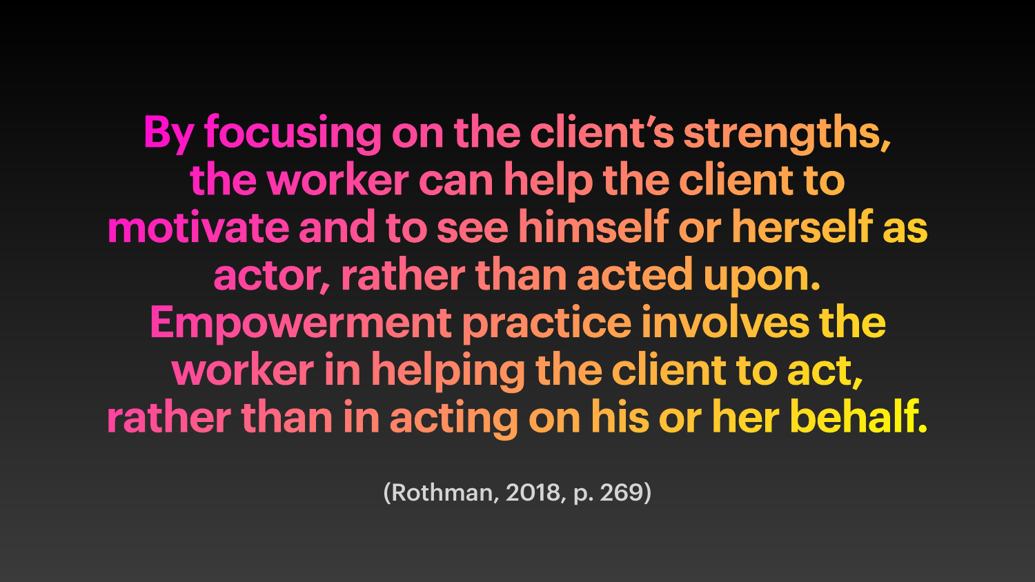**By focusing on the client's strengths, the worker can help the client to motivate and to see himself or herself as actor, rather than acted upon. Empowerment practice involves the worker in helping the client to act, rather than in acting on his or her behalf.**

(Rothman, 2018, p. 269)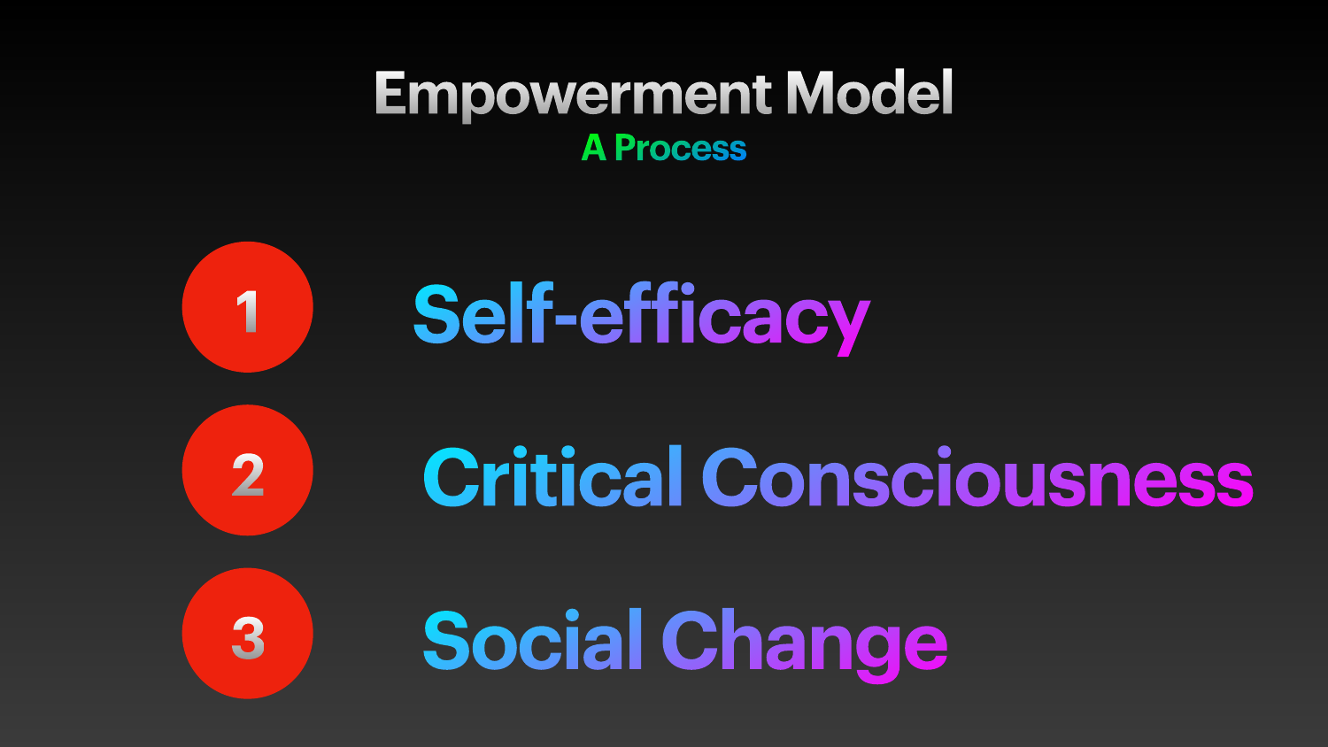# Empowerment Model

## A Process

1. Self-efficacy
2. Critical Consciousness
3. Social Change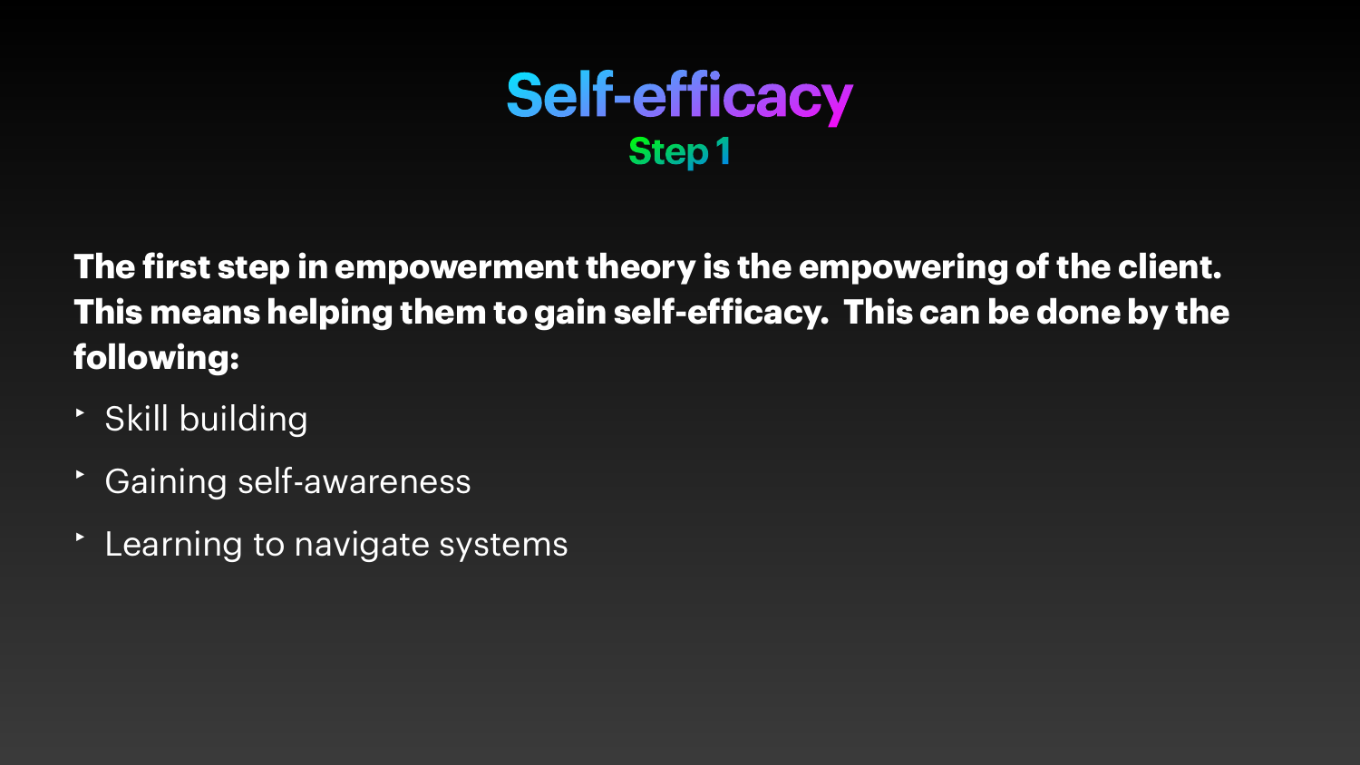# Self-efficacy

## Step 1

**The first step in empowerment theory is the empowering of the client. This means helping them to gain self-efficacy. This can be done by the following:**

- Skill building
- Gaining self-awareness
- Learning to navigate systems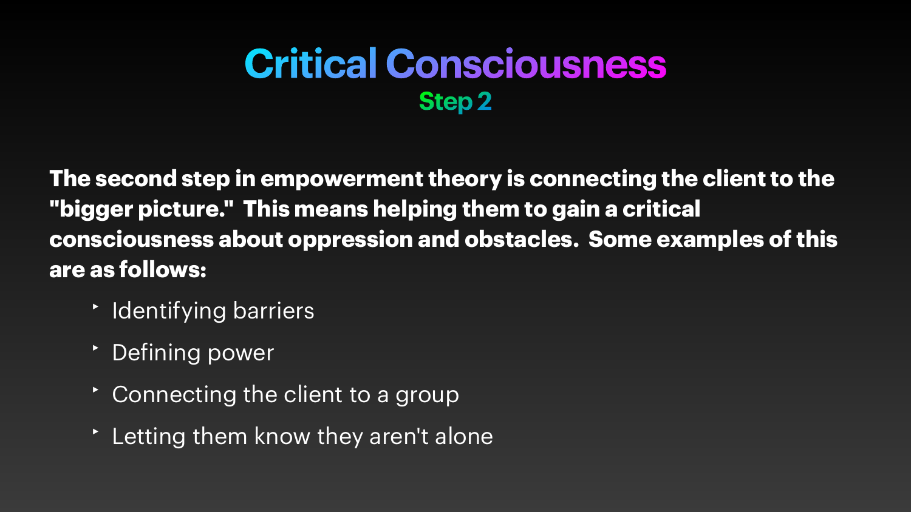# Critical Consciousness

## Step 2

**The second step in empowerment theory is connecting the client to the "bigger picture." This means helping them to gain a critical consciousness about oppression and obstacles. Some examples of this are as follows:**

- Identifying barriers
- Defining power
- Connecting the client to a group
- Letting them know they aren't alone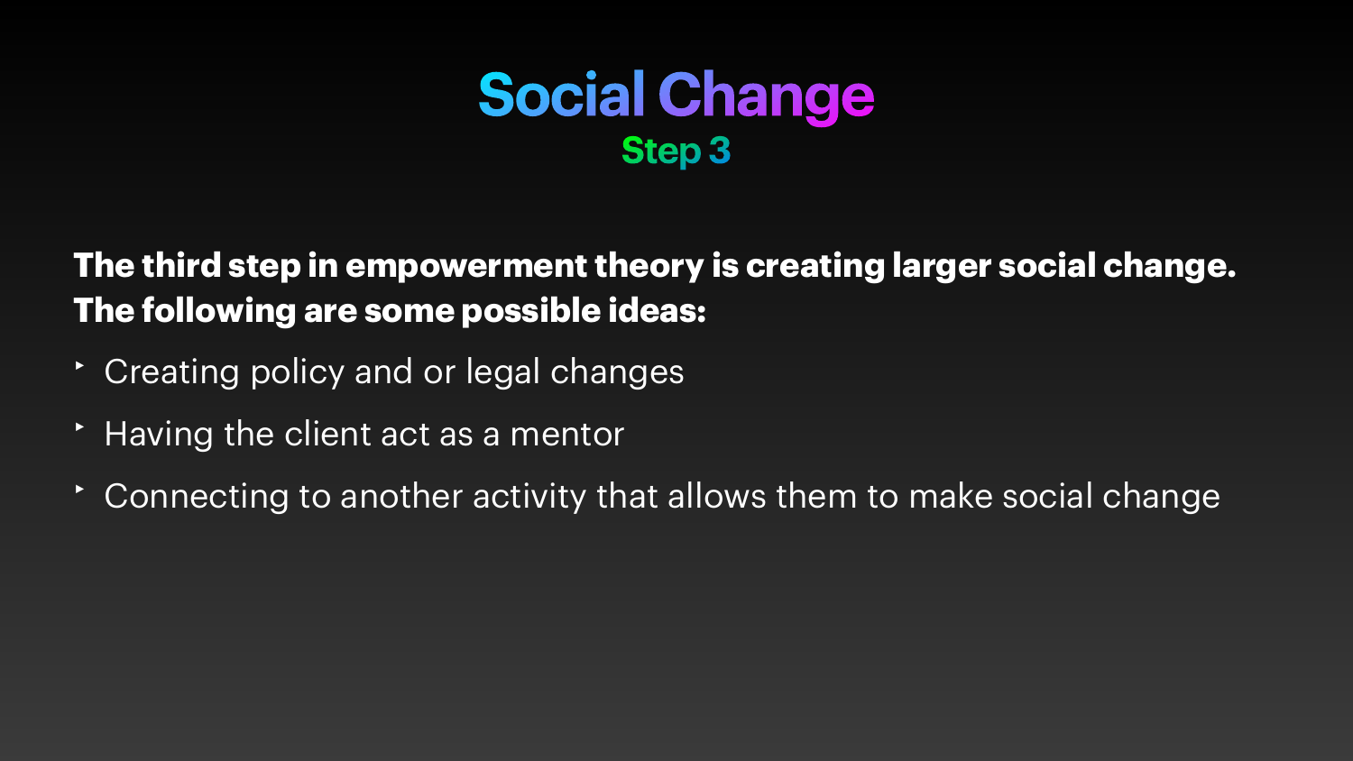# Social Change

## Step 3

**The third step in empowerment theory is creating larger social change. The following are some possible ideas:**

- Creating policy and or legal changes
- Having the client act as a mentor
- Connecting to another activity that allows them to make social change